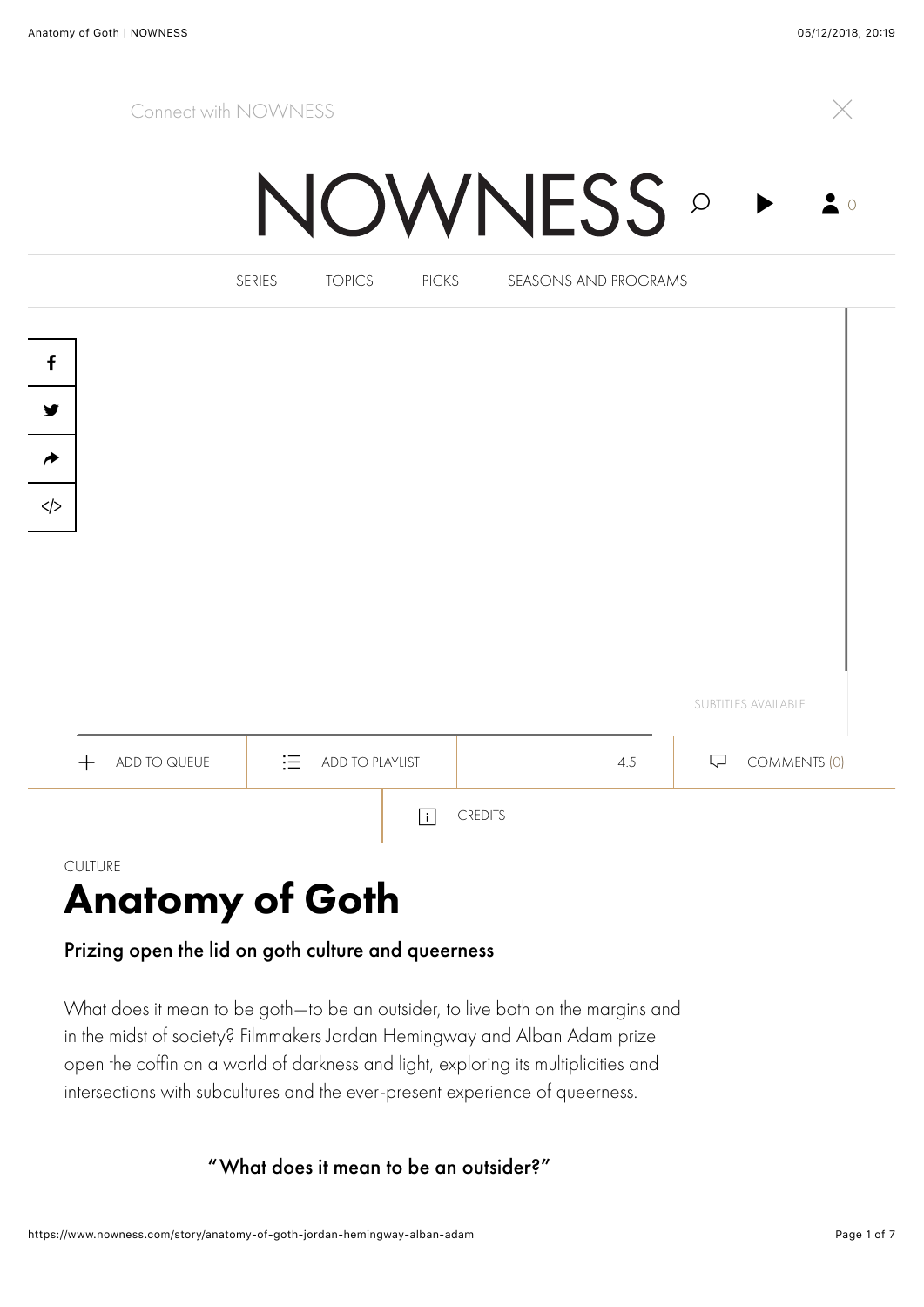Connect with NOWNESS

# NOWNESS

SERIES TOPICS PICKS SEASONS AND PROGRAMS

SUBTITLES AVAILABLE

ADD TO QUEUE | ADD TO PLAYLIST | 4.5 | COMMENTS (0)

CREDITS

CULTURE

## Anatomy of Goth

### Prizing open the lid on goth culture and queerness

What does it mean to be goth—to be an outsider, to live both on the margins and in the midst of society? Filmmakers Jordan Hemingway and Alban Adam prize open the coffin on a world of darkness and light, exploring its multiplicities and intersections with subcultures and the ever-present experience of queerness.

"What does it mean to be an outsider?"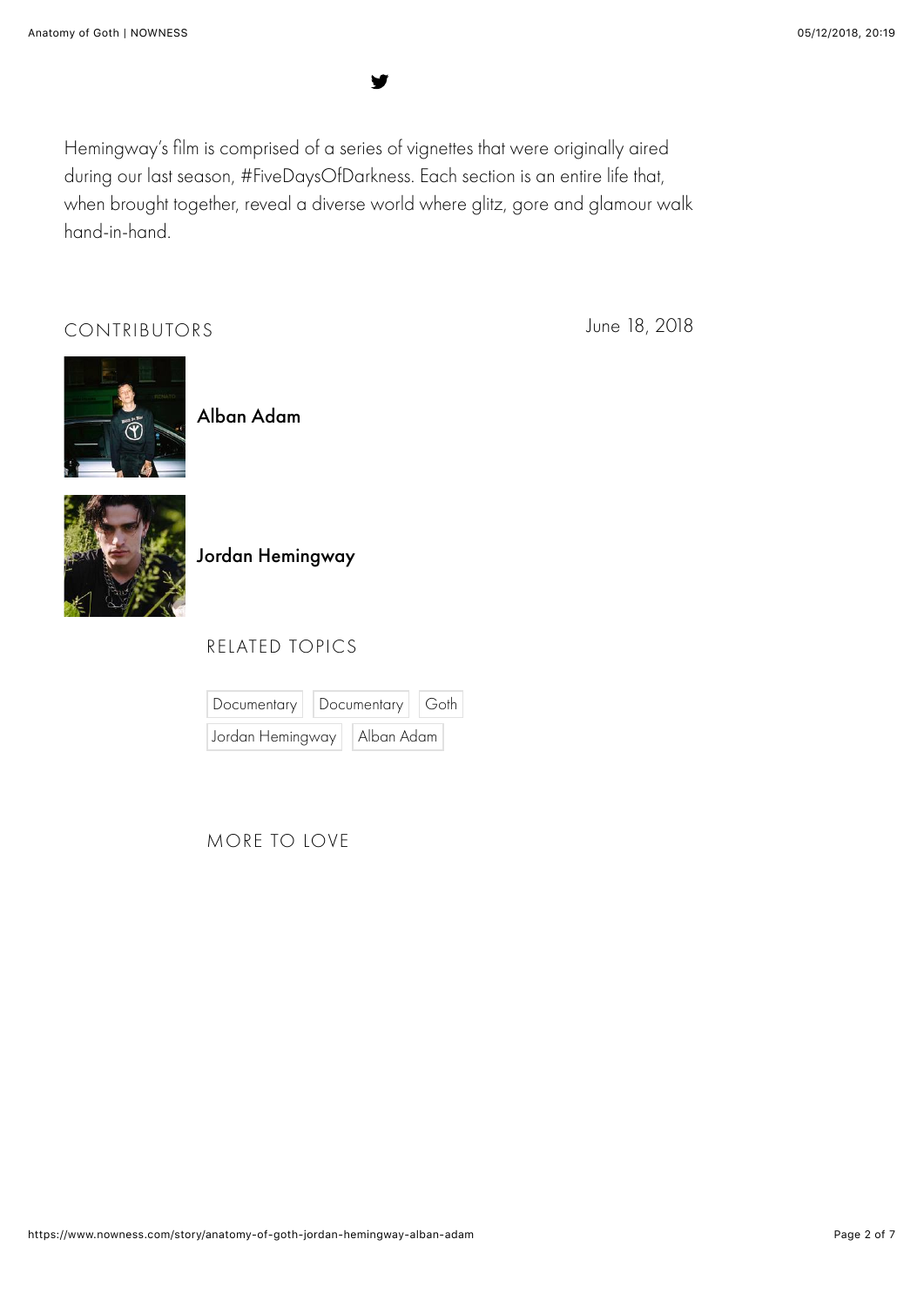Hemingway's film is comprised of a series of vignettes that were originally aired during our last season, #FiveDaysOfDarkness. Each section is an entire life that, when brought together, reveal a diverse world where glitz, gore and glamour walk hand-in-hand.

## CONTRIBUTORS

June 18, 2018

**Alban Adam**

**Jordan Hemingway**

## RELATED TOPICS

Documentary | Documentary | Goth | Jordan Hemingway | Alban Adam

## MORE TO LOVE